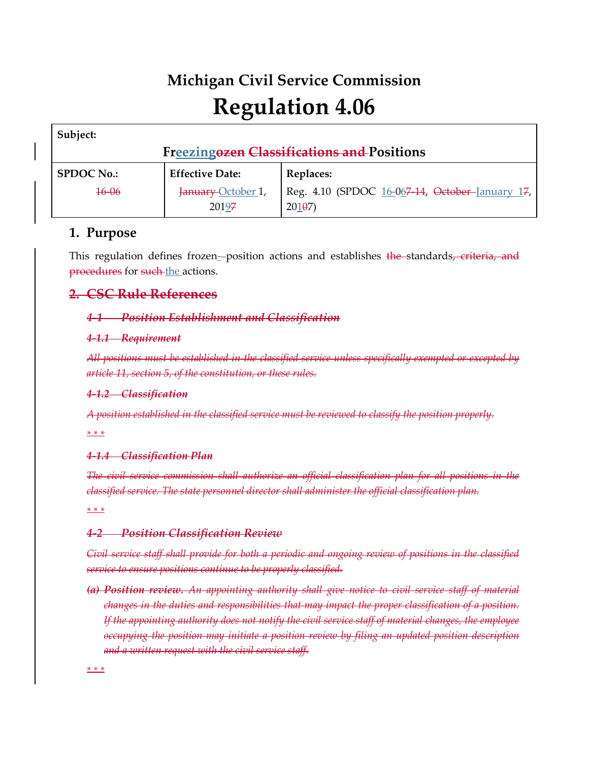# Michigan Civil Service Commission

# Regulation 4.06

| Subject: | | |
|---|---|---|
| **Freezing~~ozen~~ ~~Classifications and~~ Positions** | | |
| **SPDOC No.:** | **Effective Date:** | **Replaces:** |
| ~~16-06~~ | ~~January~~ October 1, 2019~~7~~ | Reg. 4.10 (SPDOC 16-06~~7-14~~, ~~October~~ January 1~~7~~, 201~~0~~7) |

## 1. Purpose

This regulation defines frozen-position actions and establishes ~~the~~ standards~~, criteria, and procedures~~ for ~~such~~ the actions.

## ~~2. CSC Rule References~~

***~~4-1 Position Establishment and Classification~~***

***~~4-1.1 Requirement~~***

*~~All positions must be established in the classified service unless specifically exempted or excepted by article 11, section 5, of the constitution, or these rules.~~*

***~~4-1.2 Classification~~***

*~~A position established in the classified service must be reviewed to classify the position properly.~~*

*~~* * *~~*

***~~4-1.4 Classification Plan~~***

*~~The civil service commission shall authorize an official classification plan for all positions in the classified service. The state personnel director shall administer the official classification plan.~~*

*~~* * *~~*

***~~4-2 Position Classification Review~~***

*~~Civil service staff shall provide for both a periodic and ongoing review of positions in the classified service to ensure positions continue to be properly classified.~~*

*~~**(a) Position review.** An appointing authority shall give notice to civil service staff of material changes in the duties and responsibilities that may impact the proper classification of a position. If the appointing authority does not notify the civil service staff of material changes, the employee occupying the position may initiate a position review by filing an updated position description and a written request with the civil service staff.~~*

*~~* * *~~*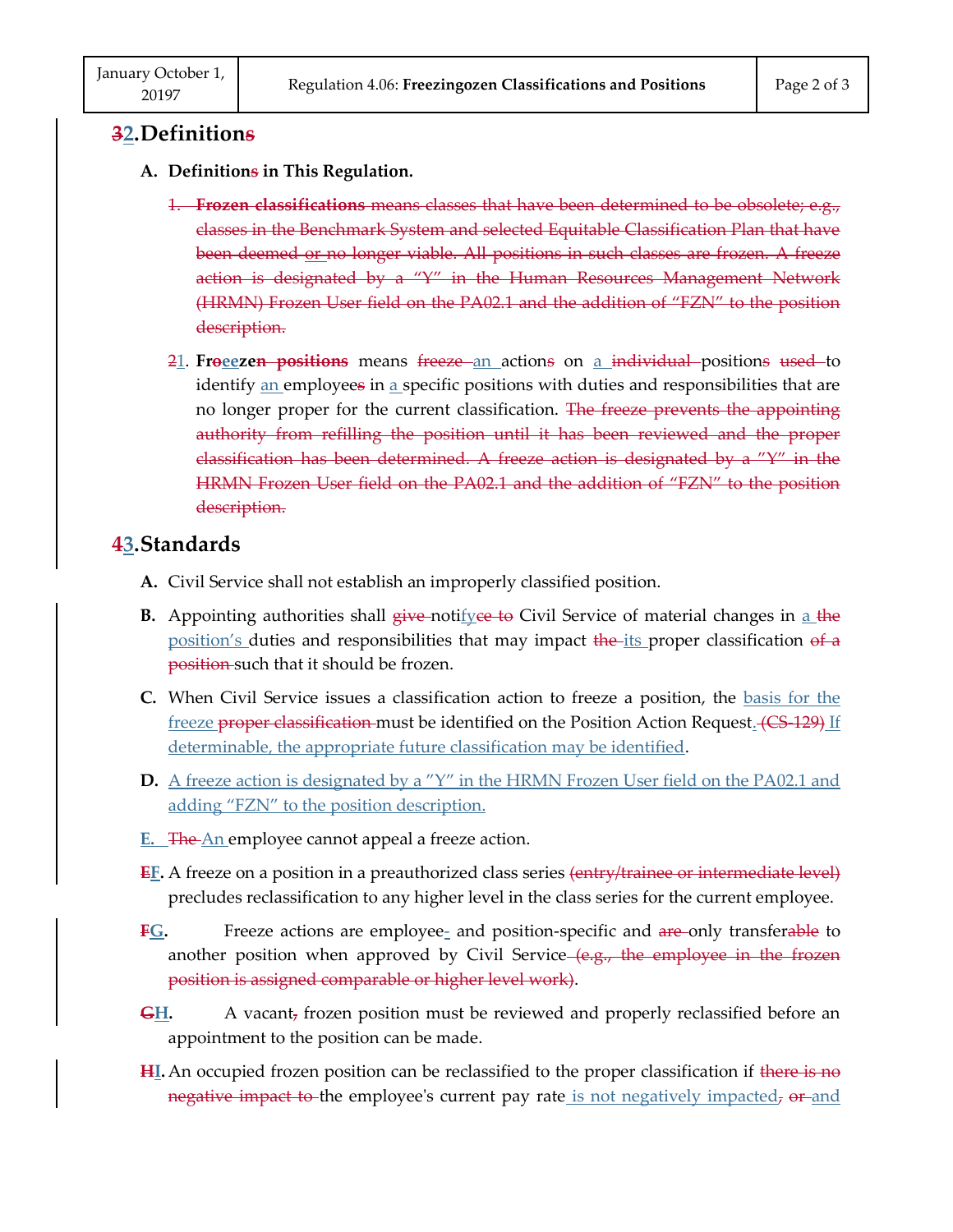## ~~3~~2. Definition~~s~~

**A. Definition~~s~~ in This Regulation.**

~~1. **Frozen classifications** means classes that have been determined to be obsolete; e.g., classes in the Benchmark System and selected Equitable Classification Plan that have been deemed or no longer viable. All positions in such classes are frozen. A freeze action is designated by a "Y" in the Human Resources Management Network (HRMN) Frozen User field on the PA02.1 and the addition of "FZN" to the position description.~~

~~2~~1. **Fr~~o~~eeze~~n positions~~** means ~~freeze~~ an action~~s~~ on a ~~individual~~ position~~s~~ ~~used~~ to identify an employee~~s~~ in a specific positions with duties and responsibilities that are no longer proper for the current classification. ~~The freeze prevents the appointing authority from refilling the position until it has been reviewed and the proper classification has been determined. A freeze action is designated by a "Y" in the HRMN Frozen User field on the PA02.1 and the addition of "FZN" to the position description.~~

## ~~4~~3. Standards

**A.** Civil Service shall not establish an improperly classified position.

**B.** Appointing authorities shall ~~give~~ notify~~ce to~~ Civil Service of material changes in a ~~the~~ position's duties and responsibilities that may impact ~~the~~ its proper classification ~~of a position~~ such that it should be frozen.

**C.** When Civil Service issues a classification action to freeze a position, the basis for the freeze ~~proper classification~~ must be identified on the Position Action Request. ~~(CS-129)~~ If determinable, the appropriate future classification may be identified.

**D.** A freeze action is designated by a "Y" in the HRMN Frozen User field on the PA02.1 and adding "FZN" to the position description.

**E.** ~~The~~ An employee cannot appeal a freeze action.

**~~E~~F.** A freeze on a position in a preauthorized class series ~~(entry/trainee or intermediate level)~~ precludes reclassification to any higher level in the class series for the current employee.

**~~F~~G.** Freeze actions are employee- and position-specific and ~~are~~ only transfer~~able~~ to another position when approved by Civil Service ~~(e.g., the employee in the frozen position is assigned comparable or higher level work)~~.

**~~G~~H.** A vacant~~,~~ frozen position must be reviewed and properly reclassified before an appointment to the position can be made.

**~~H~~I.** An occupied frozen position can be reclassified to the proper classification if ~~there is no negative impact to~~ the employee's current pay rate is not negatively impacted~~,~~ ~~or~~ and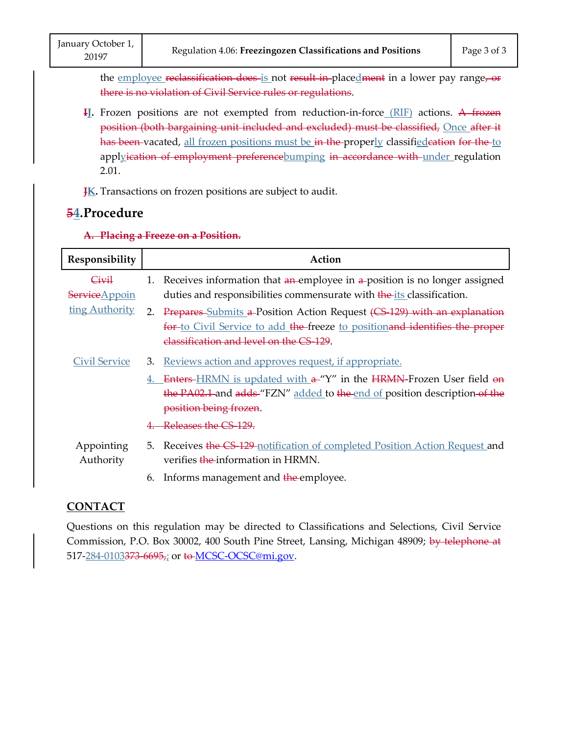the employee reclassification does is not result in placedment in a lower pay range, or there is no violation of Civil Service rules or regulations.

IJ. Frozen positions are not exempted from reduction-in-force (RIF) actions. A frozen position (both bargaining unit included and excluded) must be classified, Once after it has been vacated, all frozen positions must be in the properly classifiedcation for the to applyication of employment preferencebumping in accordance with under regulation 2.01.

JK. Transactions on frozen positions are subject to audit.

## 54. Procedure

**A. Placing a Freeze on a Position.**

| Responsibility | Action |
|---|---|
| Civil ServiceAppointing Authority | 1. Receives information that an employee in a position is no longer assigned duties and responsibilities commensurate with the its classification.<br>2. Prepares Submits a Position Action Request (CS-129) with an explanation for to Civil Service to add the freeze to positionand identifies the proper classification and level on the CS-129. |
| Civil Service | 3. Reviews action and approves request, if appropriate.<br>4. Enters HRMN is updated with a "Y" in the HRMN Frozen User field on the PA02.1 and adds "FZN" added to the end of position description of the position being frozen.<br>4. Releases the CS-129. |
| Appointing Authority | 5. Receives the CS-129 notification of completed Position Action Request and verifies the information in HRMN.<br>6. Informs management and the employee. |

## CONTACT

Questions on this regulation may be directed to Classifications and Selections, Civil Service Commission, P.O. Box 30002, 400 South Pine Street, Lansing, Michigan 48909; by telephone at 517-284-0103373-6695,; or to MCSC-OCSC@mi.gov.